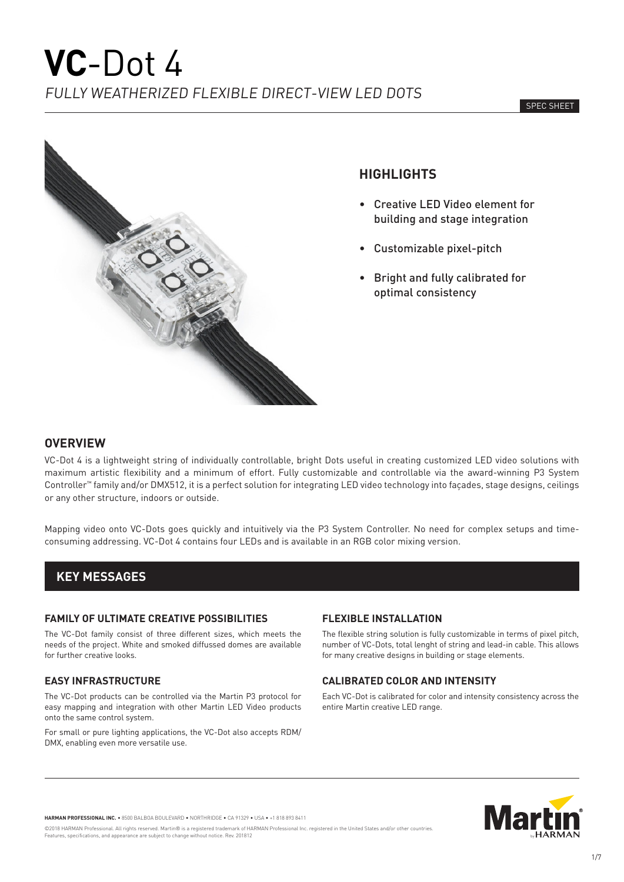# **VC**-Dot 4

*FULLY WEATHERIZED FLEXIBLE DIRECT-VIEW LED DOTS*

SPEC SHEET

## HIGHLIGHTS

- Creative LED Video element for building and stage integration
- Customizable pixel-pitch
- Bright and fully calibrated for optimal consistency

## OVERVIEW

VC-Dot 4 is a lightweight string of individually controllable, bright Dots useful in creating customized LED video solutions with maximum artistic flexibility and a minimum of effort. Fully customizable and controllable via the award-winning P3 System Controller™ family and/or DMX512, it is a perfect solution for integrating LED video technology into façades, stage designs, ceilings or any other structure, indoors or outside.

Mapping video onto VC-Dots goes quickly and intuitively via the P3 System Controller. No need for complex setups and time-consuming addressing. VC-Dot 4 contains four LEDs and is available in an RGB color mixing version.

## KEY MESSAGES

### FAMILY OF ULTIMATE CREATIVE POSSIBILITIES

The VC-Dot family consist of three different sizes, which meets the needs of the project. White and smoked diffussed domes are available for further creative looks.

### EASY INFRASTRUCTURE

The VC-Dot products can be controlled via the Martin P3 protocol for easy mapping and integration with other Martin LED Video products onto the same control system.

For small or pure lighting applications, the VC-Dot also accepts RDM/DMX, enabling even more versatile use.

### FLEXIBLE INSTALLATION

The flexible string solution is fully customizable in terms of pixel pitch, number of VC-Dots, total lenght of string and lead-in cable. This allows for many creative designs in building or stage elements.

### CALIBRATED COLOR AND INTENSITY

Each VC-Dot is calibrated for color and intensity consistency across the entire Martin creative LED range.

**HARMAN PROFESSIONAL INC.** • 8500 BALBOA BOULEVARD • NORTHRIDGE • CA 91329 • USA • +1 818 893 8411

©2018 HARMAN Professional. All rights reserved. Martin® is a registered trademark of HARMAN Professional Inc. registered in the United States and/or other countries. Features, specifications, and appearance are subject to change without notice. Rev. 201812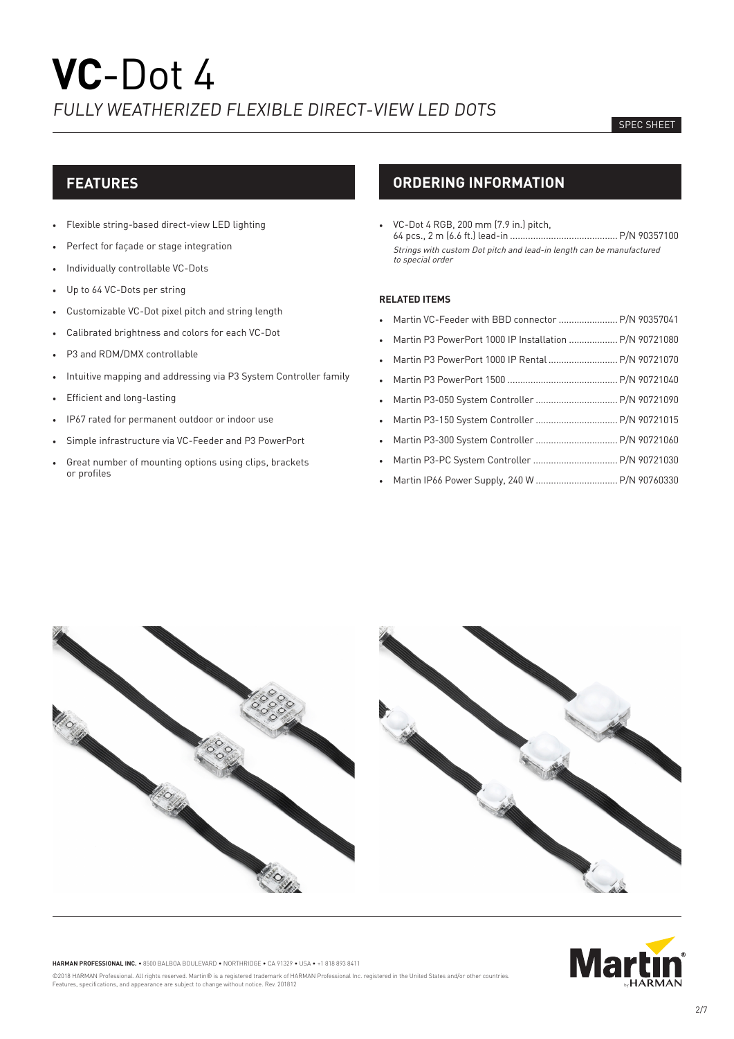# **VC**-Dot 4

*FULLY WEATHERIZED FLEXIBLE DIRECT-VIEW LED DOTS*

SPEC SHEET

## FEATURES

- Flexible string-based direct-view LED lighting
- Perfect for façade or stage integration
- Individually controllable VC-Dots
- Up to 64 VC-Dots per string
- Customizable VC-Dot pixel pitch and string length
- Calibrated brightness and colors for each VC-Dot
- P3 and RDM/DMX controllable
- Intuitive mapping and addressing via P3 System Controller family
- Efficient and long-lasting
- IP67 rated for permanent outdoor or indoor use
- Simple infrastructure via VC-Feeder and P3 PowerPort
- Great number of mounting options using clips, brackets or profiles

## ORDERING INFORMATION

- VC-Dot 4 RGB, 200 mm (7.9 in.) pitch, 64 pcs., 2 m (6.6 ft.) lead-in .......................................... P/N 90357100

  *Strings with custom Dot pitch and lead-in length can be manufactured to special order*

### RELATED ITEMS

- Martin VC-Feeder with BBD connector ....................... P/N 90357041
- Martin P3 PowerPort 1000 IP Installation ................... P/N 90721080
- Martin P3 PowerPort 1000 IP Rental ........................... P/N 90721070
- Martin P3 PowerPort 1500 ........................................... P/N 90721040
- Martin P3-050 System Controller ................................ P/N 90721090
- Martin P3-150 System Controller ................................ P/N 90721015
- Martin P3-300 System Controller ................................ P/N 90721060
- Martin P3-PC System Controller ................................. P/N 90721030
- Martin IP66 Power Supply, 240 W ................................ P/N 90760330

**HARMAN PROFESSIONAL INC.** • 8500 BALBOA BOULEVARD • NORTHRIDGE • CA 91329 • USA • +1 818 893 8411

©2018 HARMAN Professional. All rights reserved. Martin® is a registered trademark of HARMAN Professional Inc. registered in the United States and/or other countries. Features, specifications, and appearance are subject to change without notice. Rev. 201812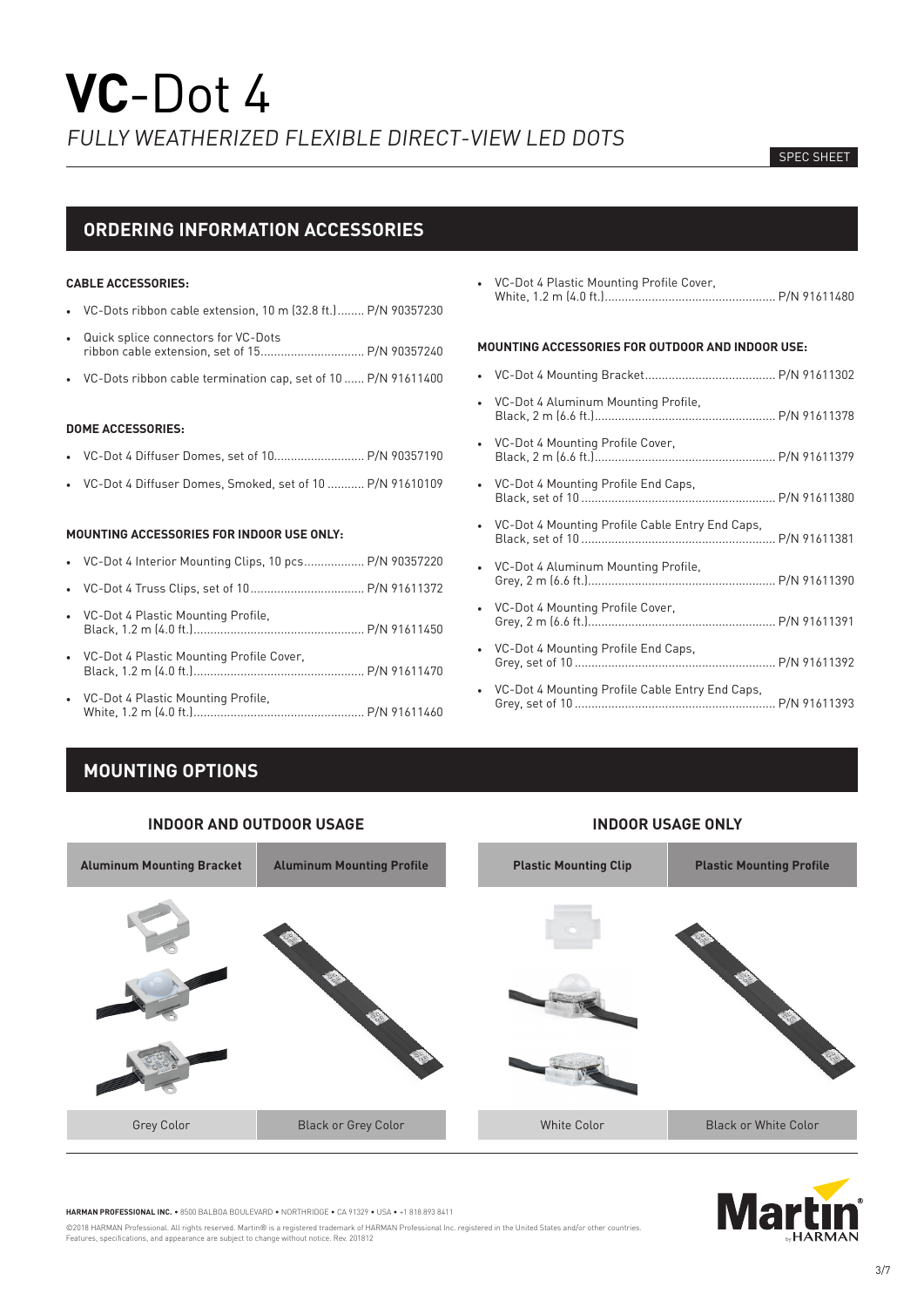# **VC**-Dot 4

*FULLY WEATHERIZED FLEXIBLE DIRECT-VIEW LED DOTS*

SPEC SHEET

## ORDERING INFORMATION ACCESSORIES

**CABLE ACCESSORIES:**

- VC-Dots ribbon cable extension, 10 m (32.8 ft.)........ P/N 90357230
- Quick splice connectors for VC-Dots ribbon cable extension, set of 15............................... P/N 90357240
- VC-Dots ribbon cable termination cap, set of 10...... P/N 91611400

**DOME ACCESSORIES:**

- VC-Dot 4 Diffuser Domes, set of 10........................... P/N 90357190
- VC-Dot 4 Diffuser Domes, Smoked, set of 10 ........... P/N 91610109

**MOUNTING ACCESSORIES FOR INDOOR USE ONLY:**

- VC-Dot 4 Interior Mounting Clips, 10 pcs.................. P/N 90357220
- VC-Dot 4 Truss Clips, set of 10.................................. P/N 91611372
- VC-Dot 4 Plastic Mounting Profile, Black, 1.2 m (4.0 ft.)................................................... P/N 91611450
- VC-Dot 4 Plastic Mounting Profile Cover, Black, 1.2 m (4.0 ft.)................................................... P/N 91611470
- VC-Dot 4 Plastic Mounting Profile, White, 1.2 m (4.0 ft.)................................................... P/N 91611460
- VC-Dot 4 Plastic Mounting Profile Cover, White, 1.2 m (4.0 ft.)................................................... P/N 91611480

**MOUNTING ACCESSORIES FOR OUTDOOR AND INDOOR USE:**

- VC-Dot 4 Mounting Bracket....................................... P/N 91611302
- VC-Dot 4 Aluminum Mounting Profile, Black, 2 m (6.6 ft.)...................................................... P/N 91611378
- VC-Dot 4 Mounting Profile Cover, Black, 2 m (6.6 ft.)...................................................... P/N 91611379
- VC-Dot 4 Mounting Profile End Caps, Black, set of 10.......................................................... P/N 91611380
- VC-Dot 4 Mounting Profile Cable Entry End Caps, Black, set of 10.......................................................... P/N 91611381
- VC-Dot 4 Aluminum Mounting Profile, Grey, 2 m (6.6 ft.)........................................................ P/N 91611390
- VC-Dot 4 Mounting Profile Cover, Grey, 2 m (6.6 ft.)........................................................ P/N 91611391
- VC-Dot 4 Mounting Profile End Caps, Grey, set of 10............................................................ P/N 91611392
- VC-Dot 4 Mounting Profile Cable Entry End Caps, Grey, set of 10............................................................ P/N 91611393

## MOUNTING OPTIONS

| INDOOR AND OUTDOOR USAGE | | INDOOR USAGE ONLY | |
|---|---|---|---|
| **Aluminum Mounting Bracket** | **Aluminum Mounting Profile** | **Plastic Mounting Clip** | **Plastic Mounting Profile** |
| Grey Color | Black or Grey Color | White Color | Black or White Color |

**HARMAN PROFESSIONAL INC.** • 8500 BALBOA BOULEVARD • NORTHRIDGE • CA 91329 • USA • +1 818 893 8411

©2018 HARMAN Professional. All rights reserved. Martin® is a registered trademark of HARMAN Professional Inc. registered in the United States and/or other countries. Features, specifications, and appearance are subject to change without notice. Rev. 201812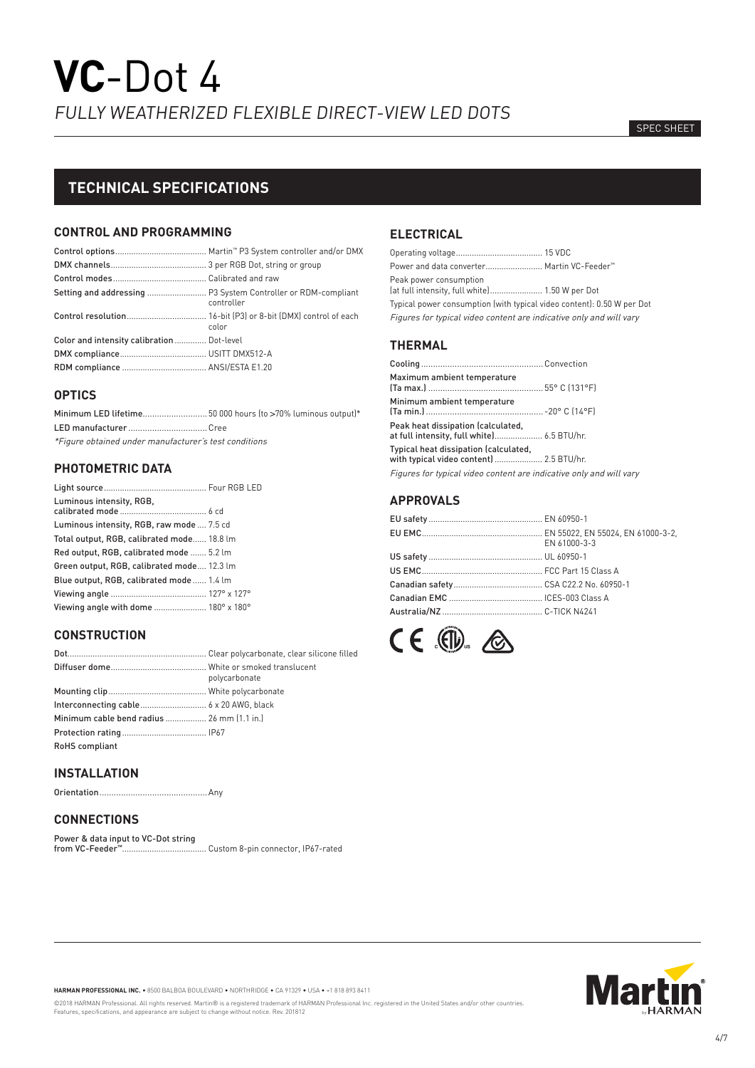# **VC**-Dot 4

*FULLY WEATHERIZED FLEXIBLE DIRECT-VIEW LED DOTS*

SPEC SHEET

## TECHNICAL SPECIFICATIONS

### CONTROL AND PROGRAMMING

| | |
|---|---|
| Control options | Martin™ P3 System controller and/or DMX |
| DMX channels | 3 per RGB Dot, string or group |
| Control modes | Calibrated and raw |
| Setting and addressing | P3 System Controller or RDM-compliant controller |
| Control resolution | 16-bit (P3) or 8-bit (DMX) control of each color |
| Color and intensity calibration | Dot-level |
| DMX compliance | USITT DMX512-A |
| RDM compliance | ANSI/ESTA E1.20 |

### OPTICS

| | |
|---|---|
| Minimum LED lifetime | 50 000 hours (to >70% luminous output)* |
| LED manufacturer | Cree |

*Figure obtained under manufacturer's test conditions*

### PHOTOMETRIC DATA

| | |
|---|---|
| Light source | Four RGB LED |
| Luminous intensity, RGB, calibrated mode | 6 cd |
| Luminous intensity, RGB, raw mode | 7.5 cd |
| Total output, RGB, calibrated mode | 18.8 lm |
| Red output, RGB, calibrated mode | 5.2 lm |
| Green output, RGB, calibrated mode | 12.3 lm |
| Blue output, RGB, calibrated mode | 1.4 lm |
| Viewing angle | 127° x 127° |
| Viewing angle with dome | 180° x 180° |

### CONSTRUCTION

| | |
|---|---|
| Dot | Clear polycarbonate, clear silicone filled |
| Diffuser dome | White or smoked translucent polycarbonate |
| Mounting clip | White polycarbonate |
| Interconnecting cable | 6 x 20 AWG, black |
| Minimum cable bend radius | 26 mm (1.1 in.) |
| Protection rating | IP67 |
| RoHS compliant | |

### INSTALLATION

| | |
|---|---|
| Orientation | Any |

### CONNECTIONS

| | |
|---|---|
| Power & data input to VC-Dot string from VC-Feeder™ | Custom 8-pin connector, IP67-rated |

### ELECTRICAL

| | |
|---|---|
| Operating voltage | 15 VDC |
| Power and data converter | Martin VC-Feeder™ |
| Peak power consumption (at full intensity, full white) | 1.50 W per Dot |
| Typical power consumption (with typical video content): 0.50 W per Dot | |

*Figures for typical video content are indicative only and will vary*

### THERMAL

| | |
|---|---|
| Cooling | Convection |
| Maximum ambient temperature (Ta max.) | 55° C (131°F) |
| Minimum ambient temperature (Ta min.) | -20° C (14°F) |
| Peak heat dissipation (calculated, at full intensity, full white) | 6.5 BTU/hr. |
| Typical heat dissipation (calculated, with typical video content) | 2.5 BTU/hr. |

*Figures for typical video content are indicative only and will vary*

### APPROVALS

| | |
|---|---|
| EU safety | EN 60950-1 |
| EU EMC | EN 55022, EN 55024, EN 61000-3-2, EN 61000-3-3 |
| US safety | UL 60950-1 |
| US EMC | FCC Part 15 Class A |
| Canadian safety | CSA C22.2 No. 60950-1 |
| Canadian EMC | ICES-003 Class A |
| Australia/NZ | C-TICK N4241 |

**HARMAN PROFESSIONAL INC.** • 8500 BALBOA BOULEVARD • NORTHRIDGE • CA 91329 • USA • +1 818 893 8411

©2018 HARMAN Professional. All rights reserved. Martin® is a registered trademark of HARMAN Professional Inc. registered in the United States and/or other countries. Features, specifications, and appearance are subject to change without notice. Rev. 201812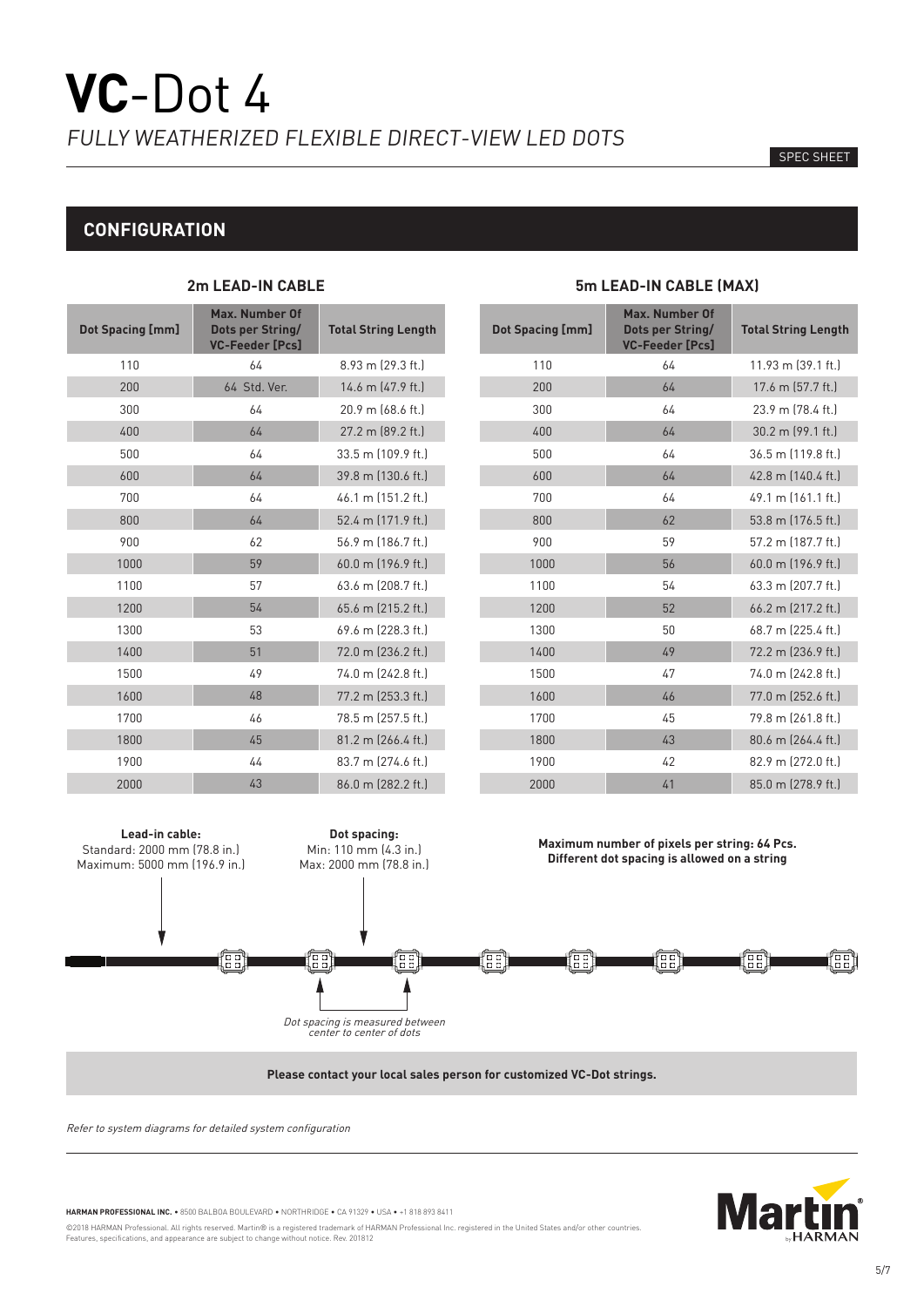# VC-Dot 4

*FULLY WEATHERIZED FLEXIBLE DIRECT-VIEW LED DOTS*

SPEC SHEET

## CONFIGURATION

### 2m LEAD-IN CABLE

| Dot Spacing [mm] | Max. Number Of Dots per String/ VC-Feeder [Pcs] | Total String Length |
|---|---|---|
| 110 | 64 | 8.93 m (29.3 ft.) |
| 200 | 64 Std. Ver. | 14.6 m (47.9 ft.) |
| 300 | 64 | 20.9 m (68.6 ft.) |
| 400 | 64 | 27.2 m (89.2 ft.) |
| 500 | 64 | 33.5 m (109.9 ft.) |
| 600 | 64 | 39.8 m (130.6 ft.) |
| 700 | 64 | 46.1 m (151.2 ft.) |
| 800 | 64 | 52.4 m (171.9 ft.) |
| 900 | 62 | 56.9 m (186.7 ft.) |
| 1000 | 59 | 60.0 m (196.9 ft.) |
| 1100 | 57 | 63.6 m (208.7 ft.) |
| 1200 | 54 | 65.6 m (215.2 ft.) |
| 1300 | 53 | 69.6 m (228.3 ft.) |
| 1400 | 51 | 72.0 m (236.2 ft.) |
| 1500 | 49 | 74.0 m (242.8 ft.) |
| 1600 | 48 | 77.2 m (253.3 ft.) |
| 1700 | 46 | 78.5 m (257.5 ft.) |
| 1800 | 45 | 81.2 m (266.4 ft.) |
| 1900 | 44 | 83.7 m (274.6 ft.) |
| 2000 | 43 | 86.0 m (282.2 ft.) |

### 5m LEAD-IN CABLE (MAX)

| Dot Spacing [mm] | Max. Number Of Dots per String/ VC-Feeder [Pcs] | Total String Length |
|---|---|---|
| 110 | 64 | 11.93 m (39.1 ft.) |
| 200 | 64 | 17.6 m (57.7 ft.) |
| 300 | 64 | 23.9 m (78.4 ft.) |
| 400 | 64 | 30.2 m (99.1 ft.) |
| 500 | 64 | 36.5 m (119.8 ft.) |
| 600 | 64 | 42.8 m (140.4 ft.) |
| 700 | 64 | 49.1 m (161.1 ft.) |
| 800 | 62 | 53.8 m (176.5 ft.) |
| 900 | 59 | 57.2 m (187.7 ft.) |
| 1000 | 56 | 60.0 m (196.9 ft.) |
| 1100 | 54 | 63.3 m (207.7 ft.) |
| 1200 | 52 | 66.2 m (217.2 ft.) |
| 1300 | 50 | 68.7 m (225.4 ft.) |
| 1400 | 49 | 72.2 m (236.9 ft.) |
| 1500 | 47 | 74.0 m (242.8 ft.) |
| 1600 | 46 | 77.0 m (252.6 ft.) |
| 1700 | 45 | 79.8 m (261.8 ft.) |
| 1800 | 43 | 80.6 m (264.4 ft.) |
| 1900 | 42 | 82.9 m (272.0 ft.) |
| 2000 | 41 | 85.0 m (278.9 ft.) |

**Lead-in cable:**
Standard: 2000 mm (78.8 in.)
Maximum: 5000 mm (196.9 in.)

**Dot spacing:**
Min: 110 mm (4.3 in.)
Max: 2000 mm (78.8 in.)

**Maximum number of pixels per string: 64 Pcs.**
**Different dot spacing is allowed on a string**

*Dot spacing is measured between center to center of dots*

**Please contact your local sales person for customized VC-Dot strings.**

*Refer to system diagrams for detailed system configuration*

**HARMAN PROFESSIONAL INC.** • 8500 BALBOA BOULEVARD • NORTHRIDGE • CA 91329 • USA • +1 818 893 8411

©2018 HARMAN Professional. All rights reserved. Martin® is a registered trademark of HARMAN Professional Inc. registered in the United States and/or other countries. Features, specifications, and appearance are subject to change without notice. Rev. 201812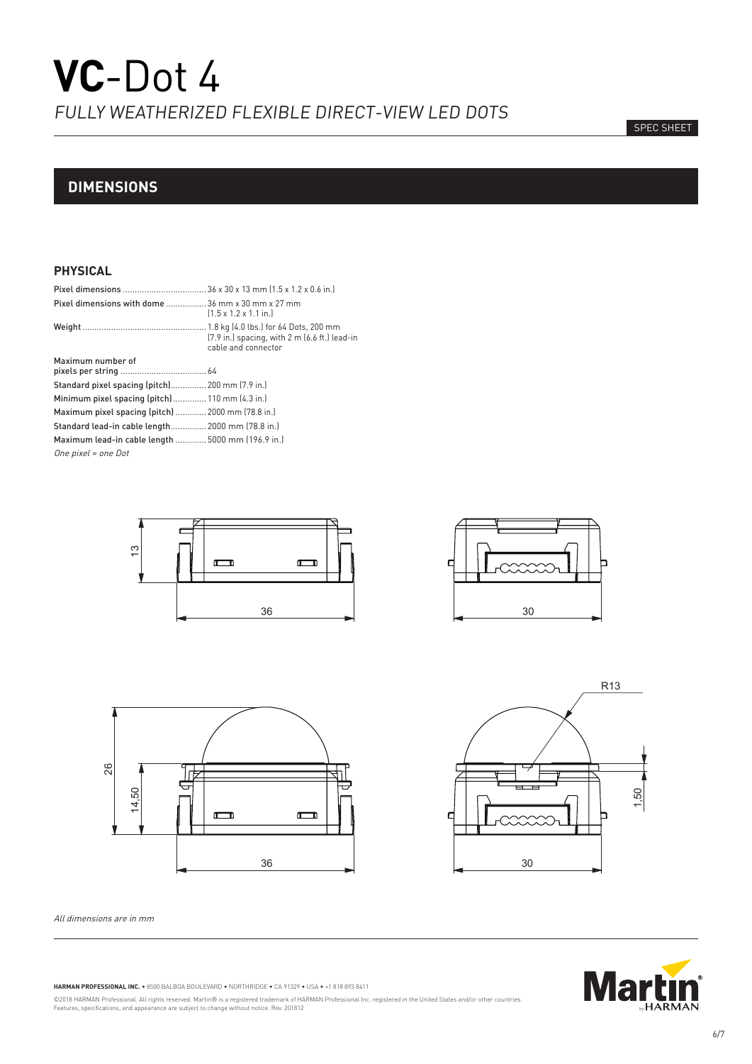# **VC**-Dot 4

*FULLY WEATHERIZED FLEXIBLE DIRECT-VIEW LED DOTS*

SPEC SHEET

## DIMENSIONS

### PHYSICAL

| | |
|---|---|
| Pixel dimensions | 36 x 30 x 13 mm (1.5 x 1.2 x 0.6 in.) |
| Pixel dimensions with dome | 36 mm x 30 mm x 27 mm (1.5 x 1.2 x 1.1 in.) |
| Weight | 1.8 kg (4.0 lbs.) for 64 Dots, 200 mm (7.9 in.) spacing, with 2 m (6.6 ft.) lead-in cable and connector |
| Maximum number of pixels per string | 64 |
| Standard pixel spacing (pitch) | 200 mm (7.9 in.) |
| Minimum pixel spacing (pitch) | 110 mm (4.3 in.) |
| Maximum pixel spacing (pitch) | 2000 mm (78.8 in.) |
| Standard lead-in cable length | 2000 mm (78.8 in.) |
| Maximum lead-in cable length | 5000 mm (196.9 in.) |

*One pixel = one Dot*

*All dimensions are in mm*

**HARMAN PROFESSIONAL INC.** • 8500 BALBOA BOULEVARD • NORTHRIDGE • CA 91329 • USA • +1 818 893 8411

©2018 HARMAN Professional. All rights reserved. Martin® is a registered trademark of HARMAN Professional Inc. registered in the United States and/or other countries. Features, specifications, and appearance are subject to change without notice. Rev. 201812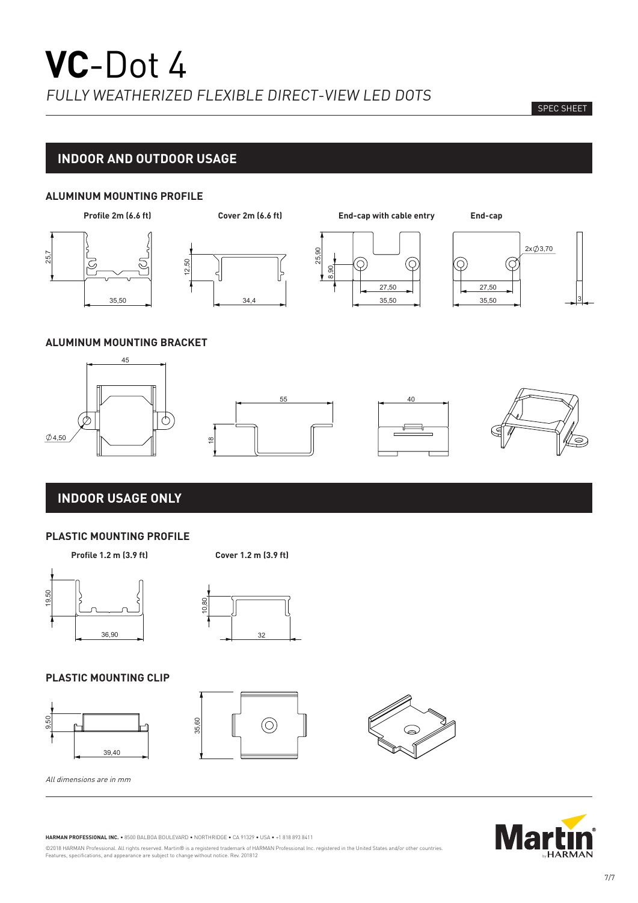# **VC**-Dot 4

*FULLY WEATHERIZED FLEXIBLE DIRECT-VIEW LED DOTS*

SPEC SHEET

## INDOOR AND OUTDOOR USAGE

### ALUMINUM MOUNTING PROFILE

**Profile 2m (6.6 ft)**

25,7

35,50

**Cover 2m (6.6 ft)**

12,50

34,4

**End-cap with cable entry**

25,90

8,90

27,50

35,50

**End-cap**

2x∅3,70

27,50

35,50

3

### ALUMINUM MOUNTING BRACKET

45

∅4,50

55

18

40

## INDOOR USAGE ONLY

### PLASTIC MOUNTING PROFILE

**Profile 1.2 m (3.9 ft)**

19,50

36,90

**Cover 1.2 m (3.9 ft)**

10,80

32

### PLASTIC MOUNTING CLIP

9,50

39,40

35,60

*All dimensions are in mm*

**HARMAN PROFESSIONAL INC.** • 8500 BALBOA BOULEVARD • NORTHRIDGE • CA 91329 • USA • +1 818 893 8411

©2018 HARMAN Professional. All rights reserved. Martin® is a registered trademark of HARMAN Professional Inc. registered in the United States and/or other countries. Features, specifications, and appearance are subject to change without notice. Rev. 201812